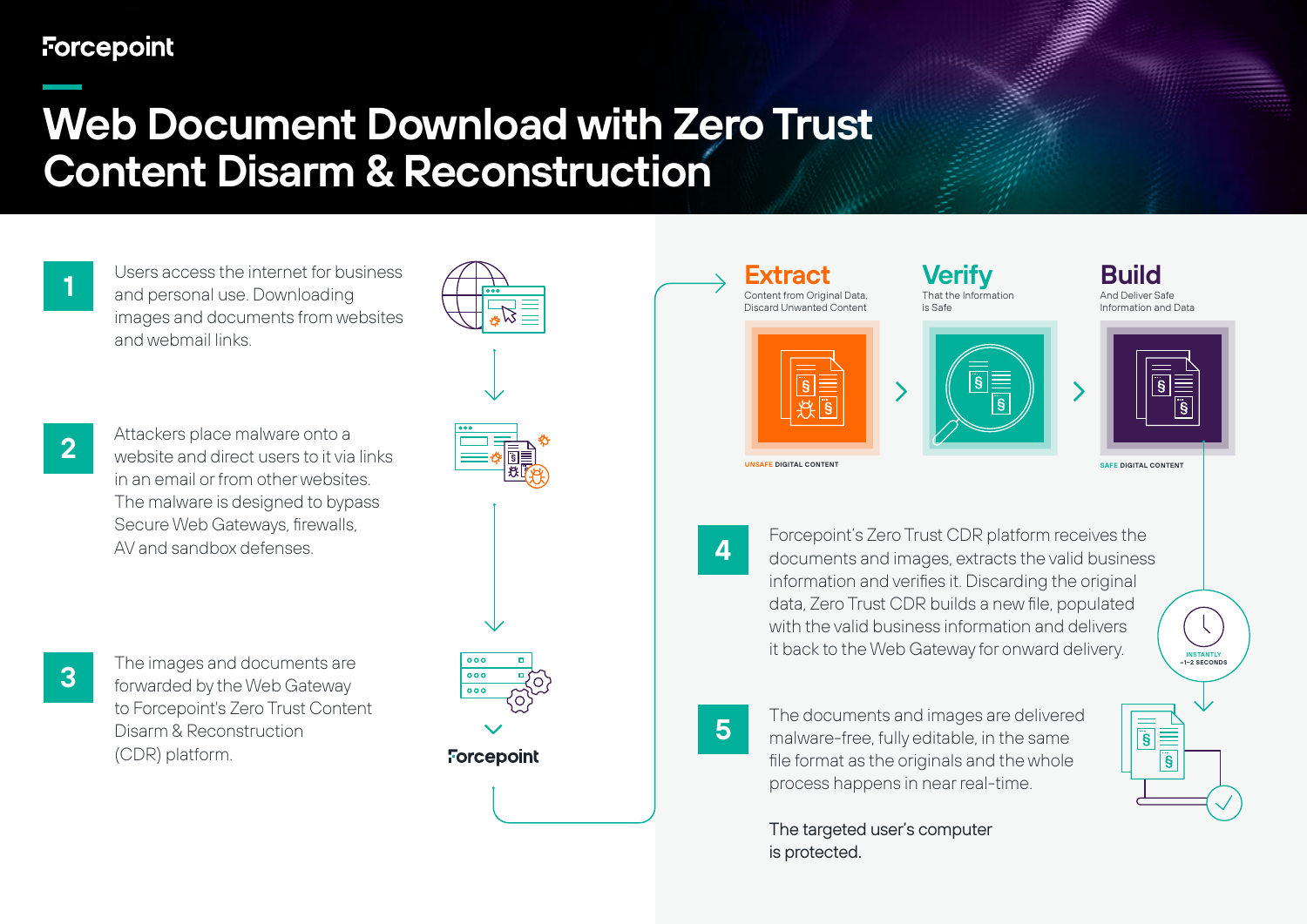Forcepoint

# Web Document Download with Zero Trust Content Disarm & Reconstruction

**1** Users access the internet for business and personal use. Downloading images and documents from websites and webmail links.

**2** Attackers place malware onto a website and direct users to it via links in an email or from other websites. The malware is designed to bypass Secure Web Gateways, firewalls, AV and sandbox defenses.

**3** The images and documents are forwarded by the Web Gateway to Forcepoint's Zero Trust Content Disarm & Reconstruction (CDR) platform.

Forcepoint

## Extract

Content from Original Data, Discard Unwanted Content

UNSAFE DIGITAL CONTENT

## Verify

That the Information is Safe

## Build

And Deliver Safe Information and Data

SAFE DIGITAL CONTENT

**4** Forcepoint's Zero Trust CDR platform receives the documents and images, extracts the valid business information and verifies it. Discarding the original data, Zero Trust CDR builds a new file, populated with the valid business information and delivers it back to the Web Gateway for onward delivery.

INSTANTLY ~1–2 SECONDS

**5** The documents and images are delivered malware-free, fully editable, in the same file format as the originals and the whole process happens in near real-time.

The targeted user's computer is protected.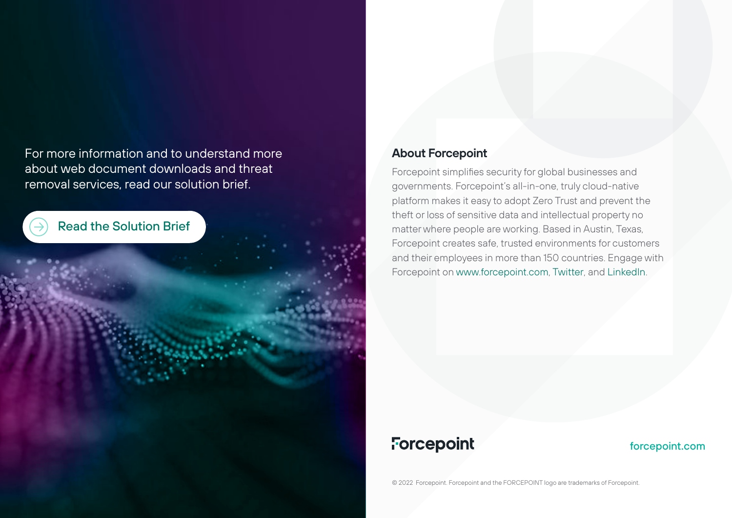For more information and to understand more about web document downloads and threat removal services, read our solution brief.

Read the Solution Brief

## About Forcepoint

Forcepoint simplifies security for global businesses and governments. Forcepoint's all-in-one, truly cloud-native platform makes it easy to adopt Zero Trust and prevent the theft or loss of sensitive data and intellectual property no matter where people are working. Based in Austin, Texas, Forcepoint creates safe, trusted environments for customers and their employees in more than 150 countries. Engage with Forcepoint on www.forcepoint.com, Twitter, and LinkedIn.

Forcepoint

forcepoint.com

© 2022 Forcepoint. Forcepoint and the FORCEPOINT logo are trademarks of Forcepoint.